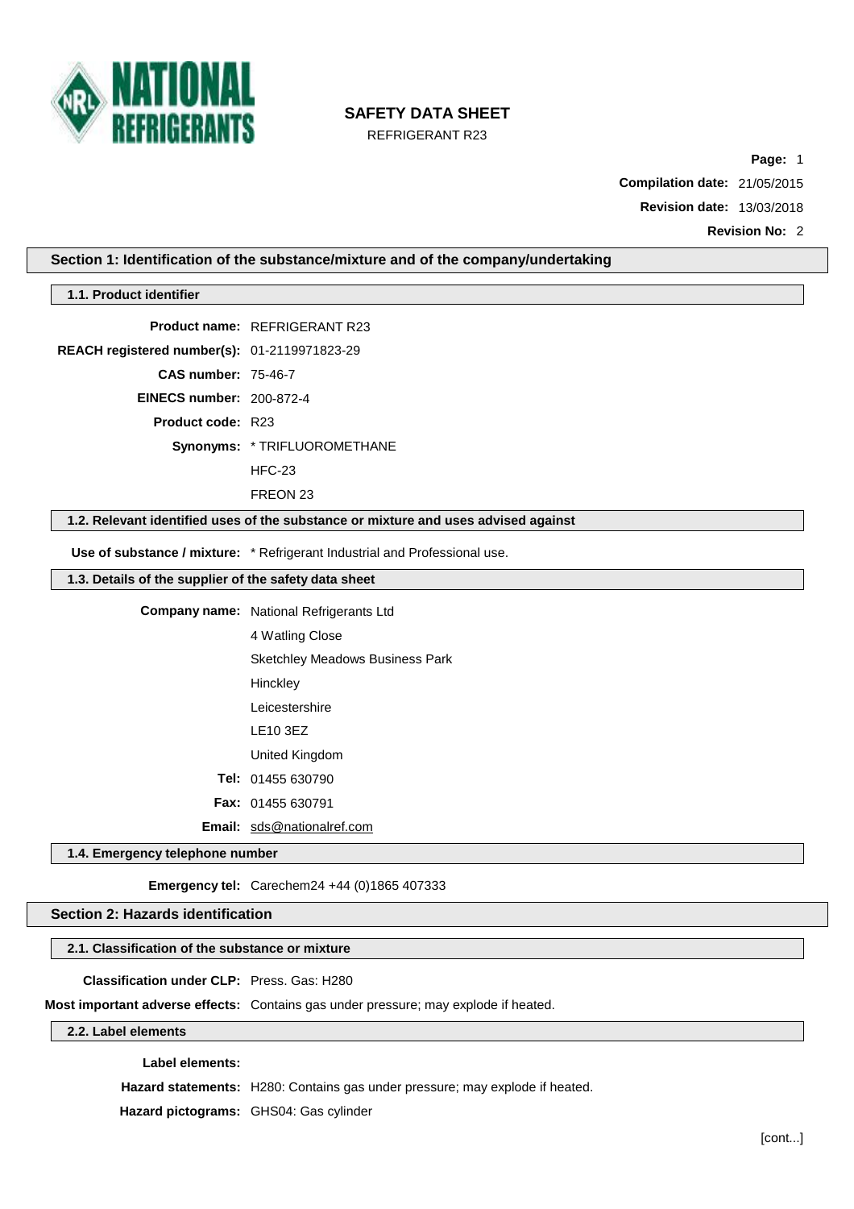# SAFETY DATA SHEET

REFRIGERANT R23

**Compilation date:** 21/05/2015

**Revision date:** 13/03/2018

**Revision No:** 2

## Section 1: Identification of the substance/mixture and of the company/undertaking

### 1.1. Product identifier

**Product name:** REFRIGERANT R23

**REACH registered number(s):** 01-2119971823-29

**CAS number:** 75-46-7

**EINECS number:** 200-872-4

**Product code:** R23

**Synonyms:** * TRIFLUOROMETHANE

HFC-23

FREON 23

### 1.2. Relevant identified uses of the substance or mixture and uses advised against

**Use of substance / mixture:** * Refrigerant Industrial and Professional use.

### 1.3. Details of the supplier of the safety data sheet

**Company name:** National Refrigerants Ltd

4 Watling Close

Sketchley Meadows Business Park

Hinckley

Leicestershire

LE10 3EZ

United Kingdom

**Tel:** 01455 630790

**Fax:** 01455 630791

**Email:** sds@nationalref.com

### 1.4. Emergency telephone number

**Emergency tel:** Carechem24 +44 (0)1865 407333

## Section 2: Hazards identification

### 2.1. Classification of the substance or mixture

**Classification under CLP:** Press. Gas: H280

**Most important adverse effects:** Contains gas under pressure; may explode if heated.

### 2.2. Label elements

**Label elements:**

**Hazard statements:** H280: Contains gas under pressure; may explode if heated.

**Hazard pictograms:** GHS04: Gas cylinder

[cont...]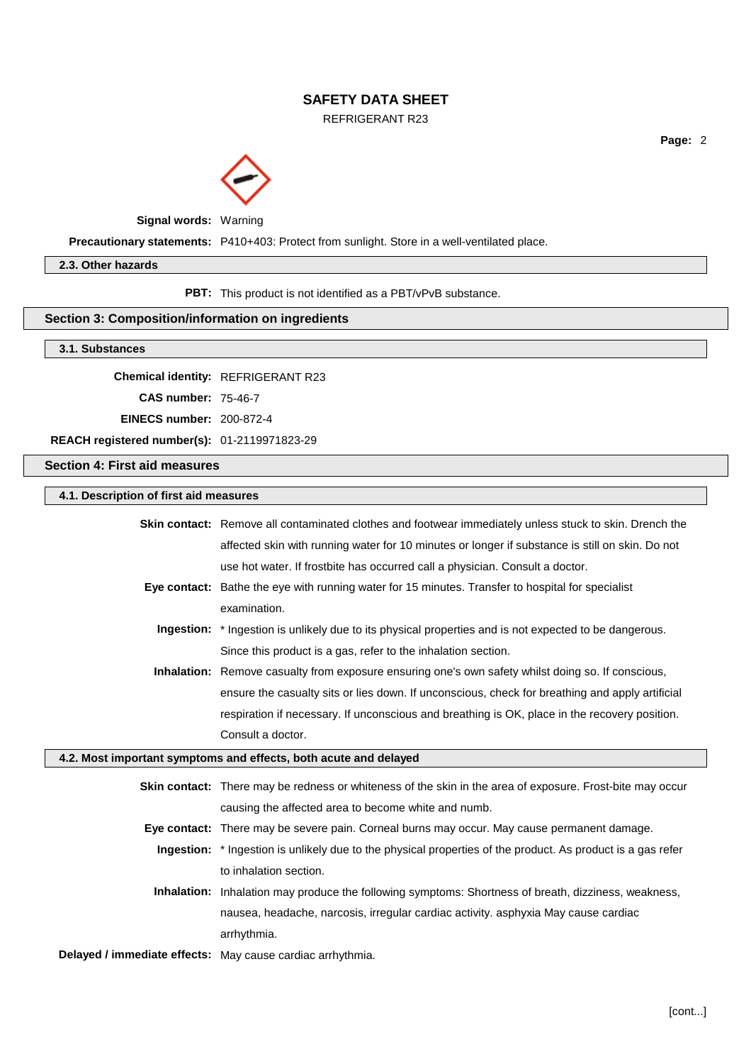**Signal words:** Warning

**Precautionary statements:** P410+403: Protect from sunlight. Store in a well-ventilated place.

### 2.3. Other hazards

**PBT:** This product is not identified as a PBT/vPvB substance.

## Section 3: Composition/information on ingredients

### 3.1. Substances

**Chemical identity:** REFRIGERANT R23

**CAS number:** 75-46-7

**EINECS number:** 200-872-4

**REACH registered number(s):** 01-2119971823-29

## Section 4: First aid measures

### 4.1. Description of first aid measures

**Skin contact:** Remove all contaminated clothes and footwear immediately unless stuck to skin. Drench the affected skin with running water for 10 minutes or longer if substance is still on skin. Do not use hot water. If frostbite has occurred call a physician. Consult a doctor.

**Eye contact:** Bathe the eye with running water for 15 minutes. Transfer to hospital for specialist examination.

**Ingestion:** * Ingestion is unlikely due to its physical properties and is not expected to be dangerous. Since this product is a gas, refer to the inhalation section.

**Inhalation:** Remove casualty from exposure ensuring one's own safety whilst doing so. If conscious, ensure the casualty sits or lies down. If unconscious, check for breathing and apply artificial respiration if necessary. If unconscious and breathing is OK, place in the recovery position. Consult a doctor.

### 4.2. Most important symptoms and effects, both acute and delayed

**Skin contact:** There may be redness or whiteness of the skin in the area of exposure. Frost-bite may occur causing the affected area to become white and numb.

**Eye contact:** There may be severe pain. Corneal burns may occur. May cause permanent damage.

**Ingestion:** * Ingestion is unlikely due to the physical properties of the product. As product is a gas refer to inhalation section.

**Inhalation:** Inhalation may produce the following symptoms: Shortness of breath, dizziness, weakness, nausea, headache, narcosis, irregular cardiac activity. asphyxia May cause cardiac arrhythmia.

**Delayed / immediate effects:** May cause cardiac arrhythmia.

[cont...]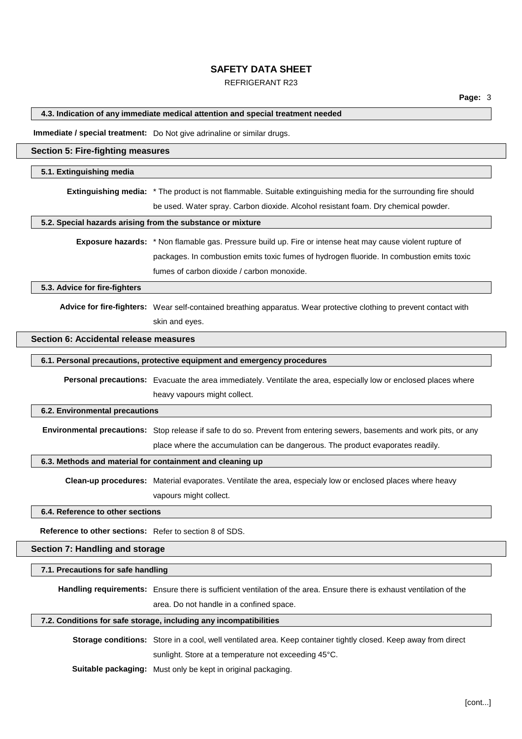### 4.3. Indication of any immediate medical attention and special treatment needed

**Immediate / special treatment:** Do Not give adrinaline or similar drugs.

## Section 5: Fire-fighting measures

### 5.1. Extinguishing media

**Extinguishing media:** * The product is not flammable. Suitable extinguishing media for the surrounding fire should be used. Water spray. Carbon dioxide. Alcohol resistant foam. Dry chemical powder.

### 5.2. Special hazards arising from the substance or mixture

**Exposure hazards:** * Non flamable gas. Pressure build up. Fire or intense heat may cause violent rupture of packages. In combustion emits toxic fumes of hydrogen fluoride. In combustion emits toxic fumes of carbon dioxide / carbon monoxide.

### 5.3. Advice for fire-fighters

**Advice for fire-fighters:** Wear self-contained breathing apparatus. Wear protective clothing to prevent contact with skin and eyes.

## Section 6: Accidental release measures

### 6.1. Personal precautions, protective equipment and emergency procedures

**Personal precautions:** Evacuate the area immediately. Ventilate the area, especially low or enclosed places where heavy vapours might collect.

### 6.2. Environmental precautions

**Environmental precautions:** Stop release if safe to do so. Prevent from entering sewers, basements and work pits, or any place where the accumulation can be dangerous. The product evaporates readily.

### 6.3. Methods and material for containment and cleaning up

**Clean-up procedures:** Material evaporates. Ventilate the area, especialy low or enclosed places where heavy vapours might collect.

### 6.4. Reference to other sections

**Reference to other sections:** Refer to section 8 of SDS.

## Section 7: Handling and storage

### 7.1. Precautions for safe handling

**Handling requirements:** Ensure there is sufficient ventilation of the area. Ensure there is exhaust ventilation of the area. Do not handle in a confined space.

### 7.2. Conditions for safe storage, including any incompatibilities

**Storage conditions:** Store in a cool, well ventilated area. Keep container tightly closed. Keep away from direct sunlight. Store at a temperature not exceeding 45°C.

**Suitable packaging:** Must only be kept in original packaging.

[cont...]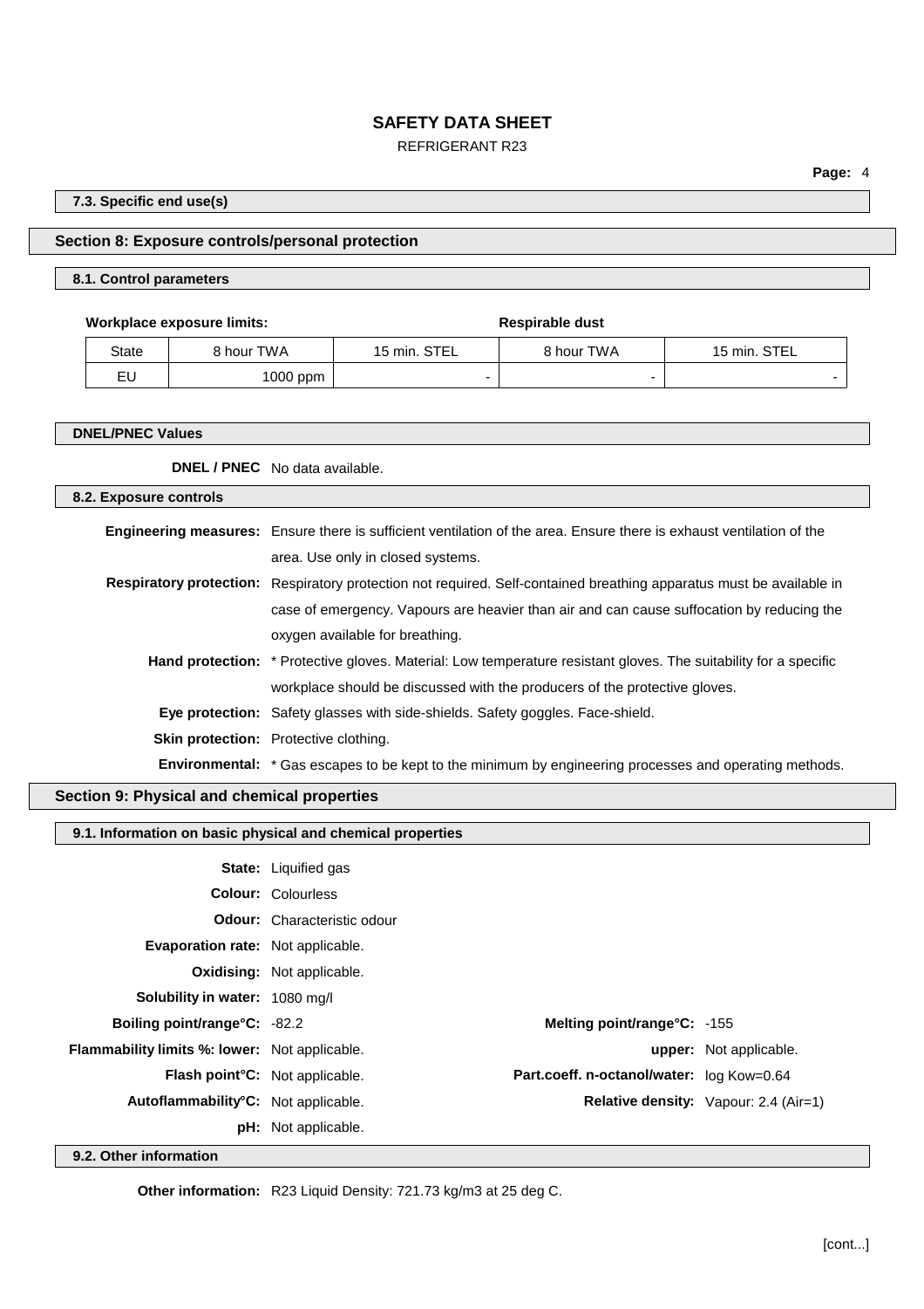### 7.3. Specific end use(s)

## Section 8: Exposure controls/personal protection

### 8.1. Control parameters

| Workplace exposure limits: | | | Respirable dust | |
|---|---|---|---|---|
| State | 8 hour TWA | 15 min. STEL | 8 hour TWA | 15 min. STEL |
| EU | 1000 ppm | - | - | - |

### DNEL/PNEC Values

**DNEL / PNEC** No data available.

### 8.2. Exposure controls

**Engineering measures:** Ensure there is sufficient ventilation of the area. Ensure there is exhaust ventilation of the area. Use only in closed systems.

**Respiratory protection:** Respiratory protection not required. Self-contained breathing apparatus must be available in case of emergency. Vapours are heavier than air and can cause suffocation by reducing the oxygen available for breathing.

**Hand protection:** * Protective gloves. Material: Low temperature resistant gloves. The suitability for a specific workplace should be discussed with the producers of the protective gloves.

**Eye protection:** Safety glasses with side-shields. Safety goggles. Face-shield.

**Skin protection:** Protective clothing.

**Environmental:** * Gas escapes to be kept to the minimum by engineering processes and operating methods.

## Section 9: Physical and chemical properties

### 9.1. Information on basic physical and chemical properties

**State:** Liquified gas

**Colour:** Colourless

**Odour:** Characteristic odour

**Evaporation rate:** Not applicable.

**Oxidising:** Not applicable.

**Solubility in water:** 1080 mg/l

**Boiling point/range°C:** -82.2

**Melting point/range°C:** -155

**Flammability limits %: lower:** Not applicable.

**upper:** Not applicable.

**Flash point°C:** Not applicable.

**Part.coeff. n-octanol/water:** log Kow=0.64

**Autoflammability°C:** Not applicable.

**Relative density:** Vapour: 2.4 (Air=1)

**pH:** Not applicable.

### 9.2. Other information

**Other information:** R23 Liquid Density: 721.73 kg/m3 at 25 deg C.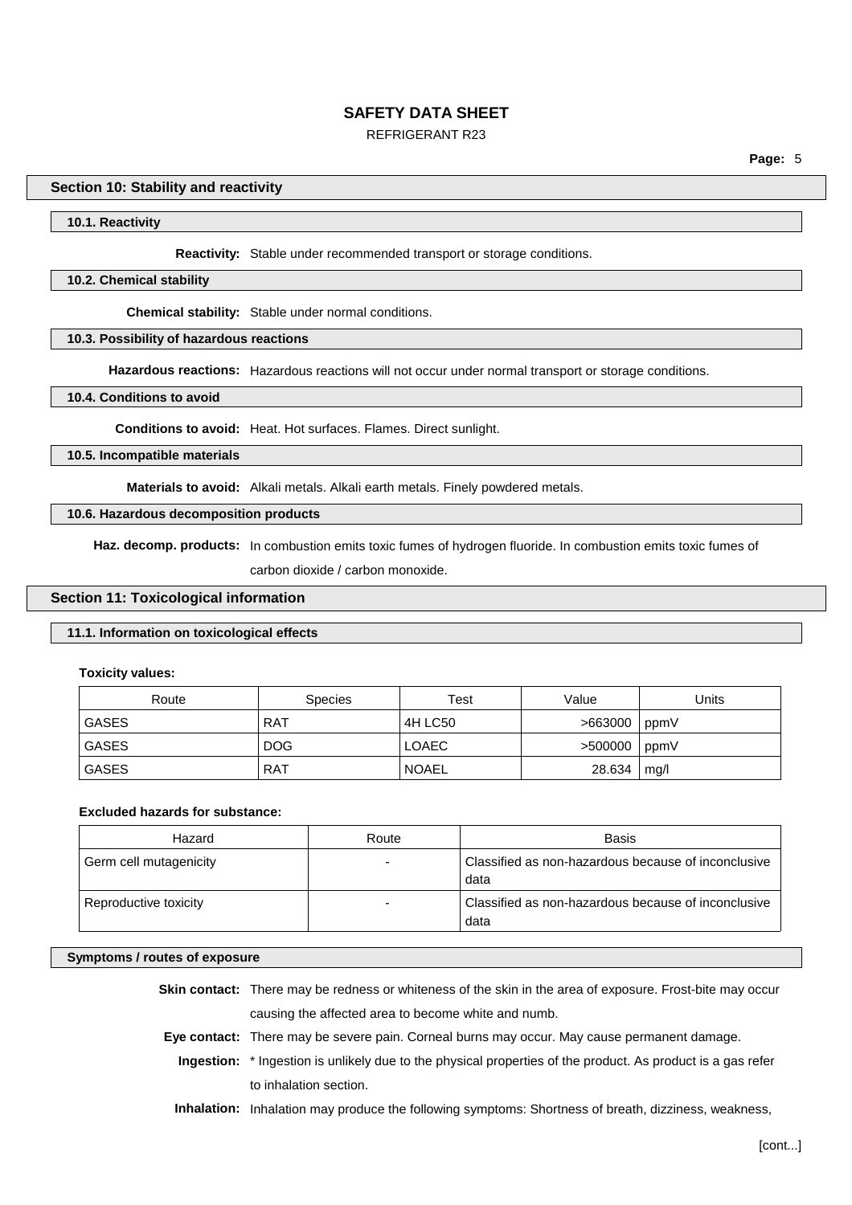## Section 10: Stability and reactivity

### 10.1. Reactivity

**Reactivity:** Stable under recommended transport or storage conditions.

### 10.2. Chemical stability

**Chemical stability:** Stable under normal conditions.

### 10.3. Possibility of hazardous reactions

**Hazardous reactions:** Hazardous reactions will not occur under normal transport or storage conditions.

### 10.4. Conditions to avoid

**Conditions to avoid:** Heat. Hot surfaces. Flames. Direct sunlight.

### 10.5. Incompatible materials

**Materials to avoid:** Alkali metals. Alkali earth metals. Finely powdered metals.

### 10.6. Hazardous decomposition products

**Haz. decomp. products:** In combustion emits toxic fumes of hydrogen fluoride. In combustion emits toxic fumes of carbon dioxide / carbon monoxide.

## Section 11: Toxicological information

### 11.1. Information on toxicological effects

**Toxicity values:**

| Route | Species | Test | Value | Units |
|---|---|---|---|---|
| GASES | RAT | 4H LC50 | >663000 | ppmV |
| GASES | DOG | LOAEC | >500000 | ppmV |
| GASES | RAT | NOAEL | 28.634 | mg/l |

**Excluded hazards for substance:**

| Hazard | Route | Basis |
|---|---|---|
| Germ cell mutagenicity | - | Classified as non-hazardous because of inconclusive data |
| Reproductive toxicity | - | Classified as non-hazardous because of inconclusive data |

### Symptoms / routes of exposure

**Skin contact:** There may be redness or whiteness of the skin in the area of exposure. Frost-bite may occur causing the affected area to become white and numb.

**Eye contact:** There may be severe pain. Corneal burns may occur. May cause permanent damage.

**Ingestion:** * Ingestion is unlikely due to the physical properties of the product. As product is a gas refer to inhalation section.

**Inhalation:** Inhalation may produce the following symptoms: Shortness of breath, dizziness, weakness,

[cont...]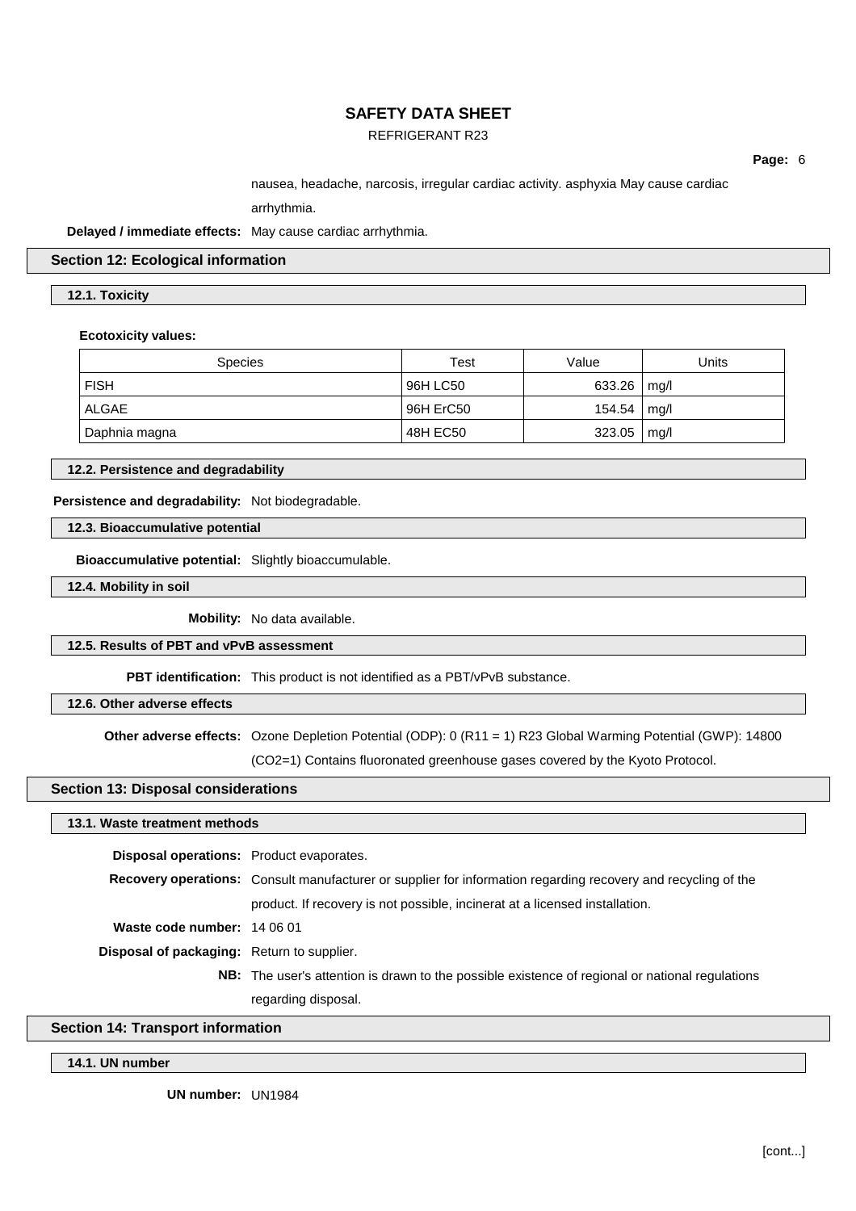nausea, headache, narcosis, irregular cardiac activity. asphyxia May cause cardiac arrhythmia.

**Delayed / immediate effects:** May cause cardiac arrhythmia.

## Section 12: Ecological information

### 12.1. Toxicity

**Ecotoxicity values:**

| Species | Test | Value | Units |
|---|---|---|---|
| FISH | 96H LC50 | 633.26 | mg/l |
| ALGAE | 96H ErC50 | 154.54 | mg/l |
| Daphnia magna | 48H EC50 | 323.05 | mg/l |

### 12.2. Persistence and degradability

**Persistence and degradability:** Not biodegradable.

### 12.3. Bioaccumulative potential

**Bioaccumulative potential:** Slightly bioaccumulable.

### 12.4. Mobility in soil

**Mobility:** No data available.

### 12.5. Results of PBT and vPvB assessment

**PBT identification:** This product is not identified as a PBT/vPvB substance.

### 12.6. Other adverse effects

**Other adverse effects:** Ozone Depletion Potential (ODP): 0 (R11 = 1) R23 Global Warming Potential (GWP): 14800 (CO2=1) Contains fluoronated greenhouse gases covered by the Kyoto Protocol.

## Section 13: Disposal considerations

### 13.1. Waste treatment methods

**Disposal operations:** Product evaporates.

**Recovery operations:** Consult manufacturer or supplier for information regarding recovery and recycling of the product. If recovery is not possible, incinerat at a licensed installation.

**Waste code number:** 14 06 01

**Disposal of packaging:** Return to supplier.

**NB:** The user's attention is drawn to the possible existence of regional or national regulations regarding disposal.

## Section 14: Transport information

### 14.1. UN number

**UN number:** UN1984

[cont...]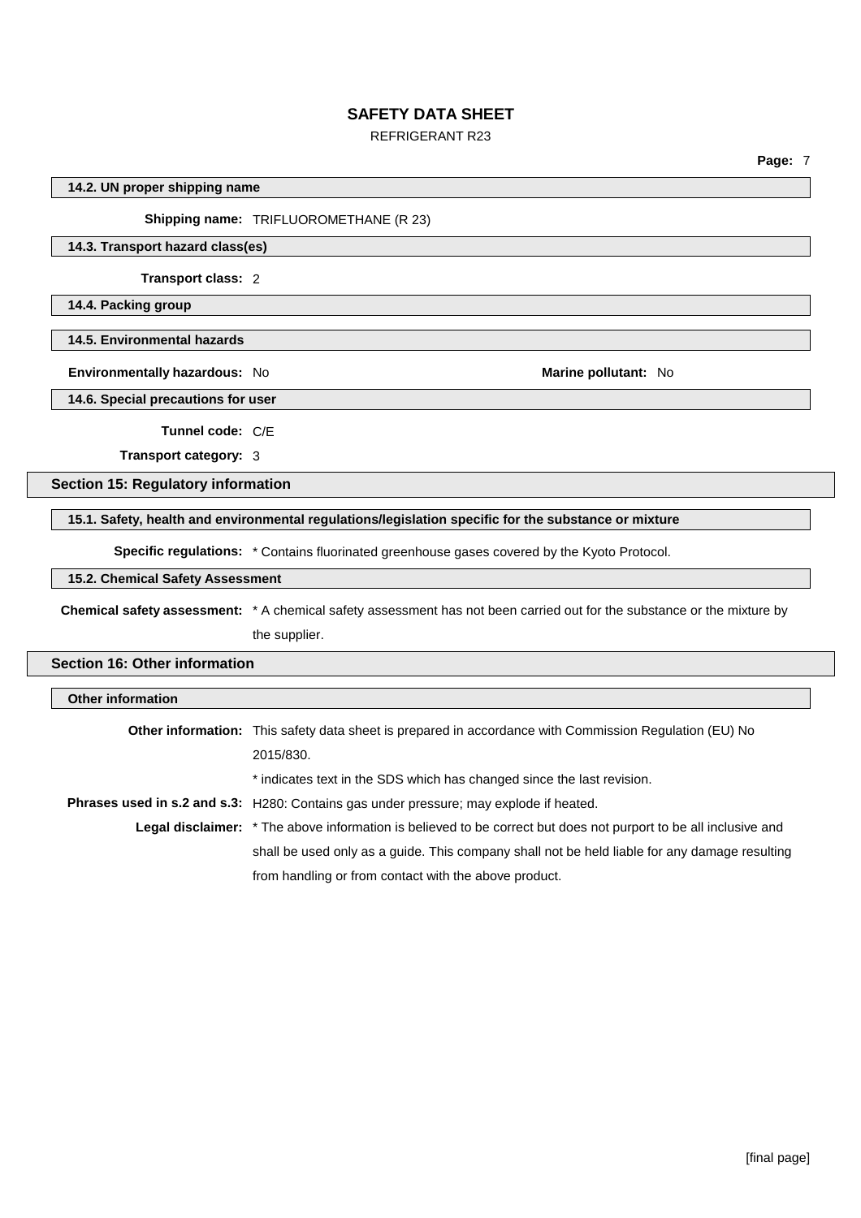### 14.2. UN proper shipping name

**Shipping name:** TRIFLUOROMETHANE (R 23)

### 14.3. Transport hazard class(es)

**Transport class:** 2

### 14.4. Packing group

### 14.5. Environmental hazards

**Environmentally hazardous:** No

**Marine pollutant:** No

### 14.6. Special precautions for user

**Tunnel code:** C/E

**Transport category:** 3

## Section 15: Regulatory information

### 15.1. Safety, health and environmental regulations/legislation specific for the substance or mixture

**Specific regulations:** * Contains fluorinated greenhouse gases covered by the Kyoto Protocol.

### 15.2. Chemical Safety Assessment

**Chemical safety assessment:** * A chemical safety assessment has not been carried out for the substance or the mixture by the supplier.

## Section 16: Other information

### Other information

**Other information:** This safety data sheet is prepared in accordance with Commission Regulation (EU) No 2015/830.

* indicates text in the SDS which has changed since the last revision.

**Phrases used in s.2 and s.3:** H280: Contains gas under pressure; may explode if heated.

**Legal disclaimer:** * The above information is believed to be correct but does not purport to be all inclusive and shall be used only as a guide. This company shall not be held liable for any damage resulting from handling or from contact with the above product.

[final page]